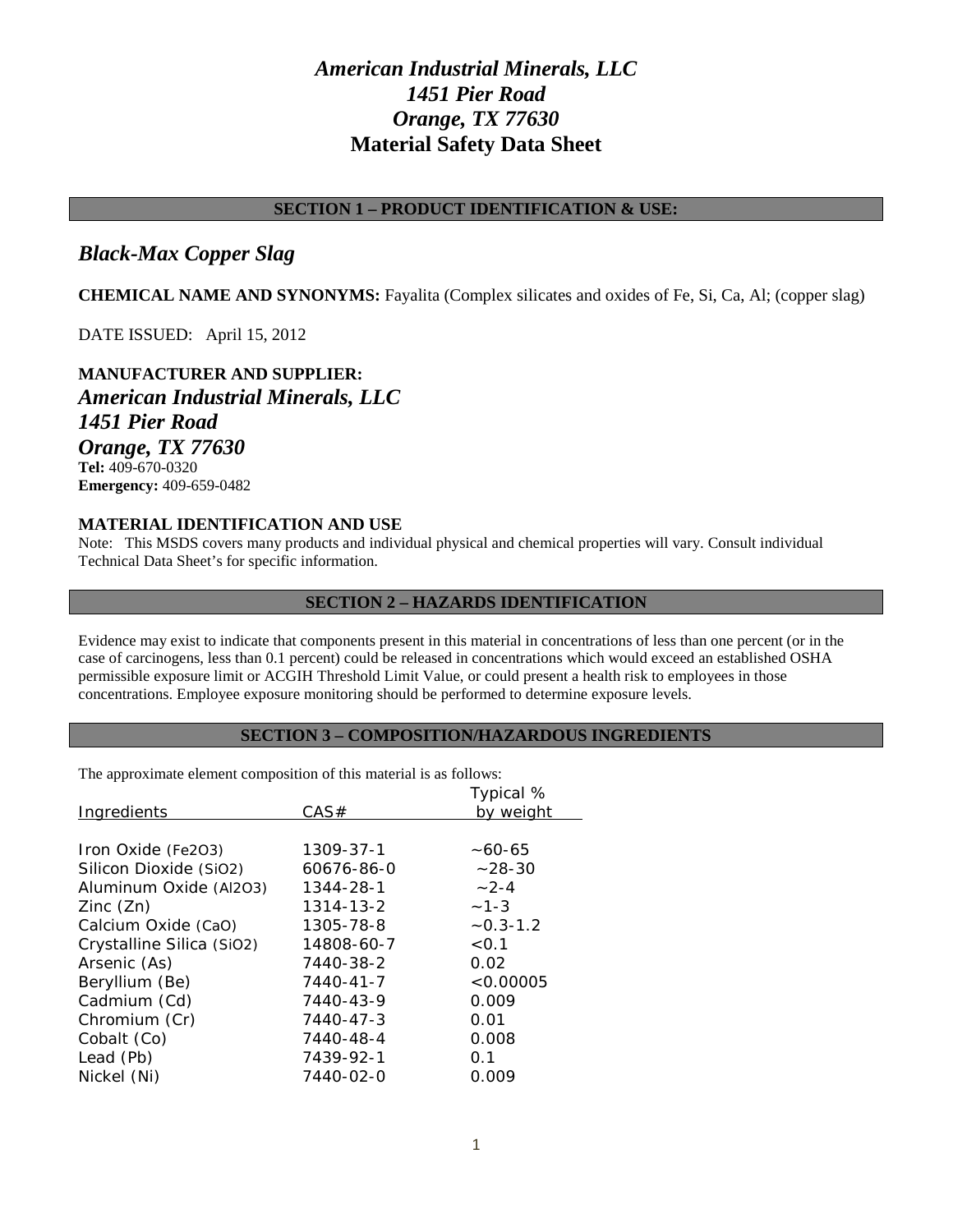# *American Industrial Minerals, LLC*
## *1451 Pier Road*
## *Orange, TX 77630*
## Material Safety Data Sheet

### SECTION 1 – PRODUCT IDENTIFICATION & USE:

## *Black-Max Copper Slag*

**CHEMICAL NAME AND SYNONYMS:** Fayalita (Complex silicates and oxides of Fe, Si, Ca, Al; (copper slag)

DATE ISSUED: April 15, 2012

**MANUFACTURER AND SUPPLIER:**
***American Industrial Minerals, LLC***
***1451 Pier Road***
***Orange, TX 77630***
**Tel:** 409-670-0320
**Emergency:** 409-659-0482

**MATERIAL IDENTIFICATION AND USE**

Note: This MSDS covers many products and individual physical and chemical properties will vary. Consult individual Technical Data Sheet's for specific information.

### SECTION 2 – HAZARDS IDENTIFICATION

Evidence may exist to indicate that components present in this material in concentrations of less than one percent (or in the case of carcinogens, less than 0.1 percent) could be released in concentrations which would exceed an established OSHA permissible exposure limit or ACGIH Threshold Limit Value, or could present a health risk to employees in those concentrations. Employee exposure monitoring should be performed to determine exposure levels.

### SECTION 3 – COMPOSITION/HAZARDOUS INGREDIENTS

The approximate element composition of this material is as follows:

| Ingredients | CAS# | Typical % by weight |
|---|---|---|
| Iron Oxide ($Fe_2O_3$) | 1309-37-1 | ~60-65 |
| Silicon Dioxide ($SiO_2$) | 60676-86-0 | ~28-30 |
| Aluminum Oxide ($Al_2O_3$) | 1344-28-1 | ~2-4 |
| Zinc (Zn) | 1314-13-2 | ~1-3 |
| Calcium Oxide (CaO) | 1305-78-8 | ~0.3-1.2 |
| Crystalline Silica ($SiO_2$) | 14808-60-7 | <0.1 |
| Arsenic (As) | 7440-38-2 | 0.02 |
| Beryllium (Be) | 7440-41-7 | <0.00005 |
| Cadmium (Cd) | 7440-43-9 | 0.009 |
| Chromium (Cr) | 7440-47-3 | 0.01 |
| Cobalt (Co) | 7440-48-4 | 0.008 |
| Lead (Pb) | 7439-92-1 | 0.1 |
| Nickel (Ni) | 7440-02-0 | 0.009 |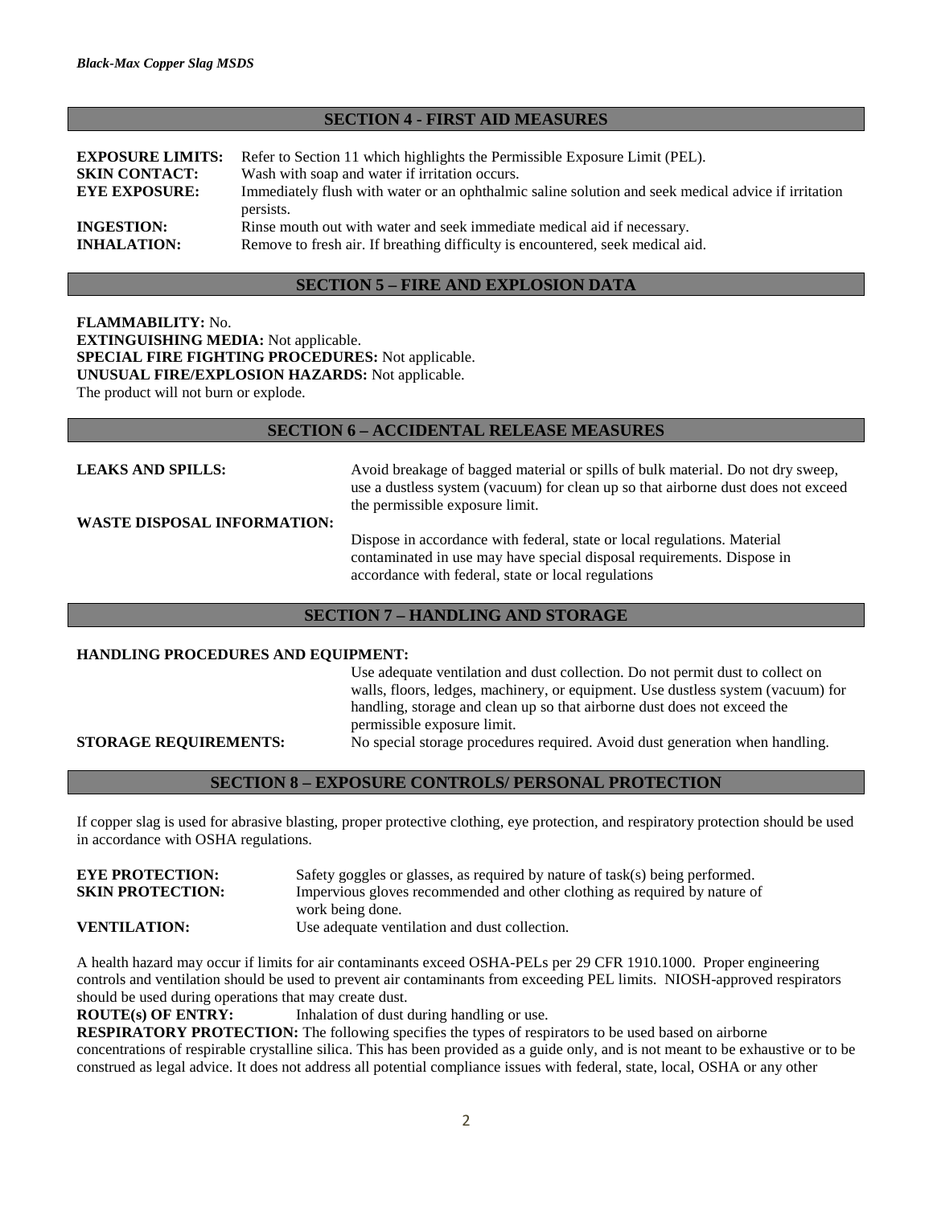## SECTION 4 - FIRST AID MEASURES

**EXPOSURE LIMITS:** Refer to Section 11 which highlights the Permissible Exposure Limit (PEL).
**SKIN CONTACT:** Wash with soap and water if irritation occurs.
**EYE EXPOSURE:** Immediately flush with water or an ophthalmic saline solution and seek medical advice if irritation persists.
**INGESTION:** Rinse mouth out with water and seek immediate medical aid if necessary.
**INHALATION:** Remove to fresh air. If breathing difficulty is encountered, seek medical aid.

## SECTION 5 – FIRE AND EXPLOSION DATA

**FLAMMABILITY:** No.
**EXTINGUISHING MEDIA:** Not applicable.
**SPECIAL FIRE FIGHTING PROCEDURES:** Not applicable.
**UNUSUAL FIRE/EXPLOSION HAZARDS:** Not applicable.
The product will not burn or explode.

## SECTION 6 – ACCIDENTAL RELEASE MEASURES

**LEAKS AND SPILLS:** Avoid breakage of bagged material or spills of bulk material. Do not dry sweep, use a dustless system (vacuum) for clean up so that airborne dust does not exceed the permissible exposure limit.

**WASTE DISPOSAL INFORMATION:** Dispose in accordance with federal, state or local regulations. Material contaminated in use may have special disposal requirements. Dispose in accordance with federal, state or local regulations

## SECTION 7 – HANDLING AND STORAGE

**HANDLING PROCEDURES AND EQUIPMENT:**
Use adequate ventilation and dust collection. Do not permit dust to collect on walls, floors, ledges, machinery, or equipment. Use dustless system (vacuum) for handling, storage and clean up so that airborne dust does not exceed the permissible exposure limit.

**STORAGE REQUIREMENTS:** No special storage procedures required. Avoid dust generation when handling.

## SECTION 8 – EXPOSURE CONTROLS/ PERSONAL PROTECTION

If copper slag is used for abrasive blasting, proper protective clothing, eye protection, and respiratory protection should be used in accordance with OSHA regulations.

**EYE PROTECTION:** Safety goggles or glasses, as required by nature of task(s) being performed.
**SKIN PROTECTION:** Impervious gloves recommended and other clothing as required by nature of work being done.
**VENTILATION:** Use adequate ventilation and dust collection.

A health hazard may occur if limits for air contaminants exceed OSHA-PELs per 29 CFR 1910.1000. Proper engineering controls and ventilation should be used to prevent air contaminants from exceeding PEL limits. NIOSH-approved respirators should be used during operations that may create dust.

**ROUTE(s) OF ENTRY:** Inhalation of dust during handling or use.

**RESPIRATORY PROTECTION:** The following specifies the types of respirators to be used based on airborne concentrations of respirable crystalline silica. This has been provided as a guide only, and is not meant to be exhaustive or to be construed as legal advice. It does not address all potential compliance issues with federal, state, local, OSHA or any other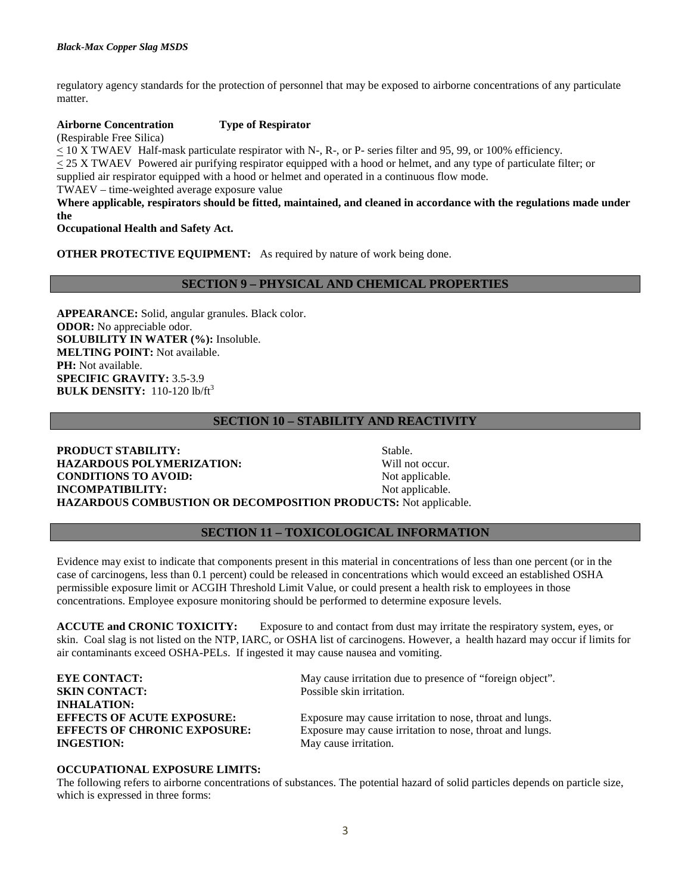regulatory agency standards for the protection of personnel that may be exposed to airborne concentrations of any particulate matter.

**Airborne Concentration Type of Respirator**

(Respirable Free Silica)

$\leq$ 10 X TWAEV Half-mask particulate respirator with N-, R-, or P- series filter and 95, 99, or 100% efficiency.

$\leq$ 25 X TWAEV Powered air purifying respirator equipped with a hood or helmet, and any type of particulate filter; or supplied air respirator equipped with a hood or helmet and operated in a continuous flow mode.

TWAEV – time-weighted average exposure value

**Where applicable, respirators should be fitted, maintained, and cleaned in accordance with the regulations made under the Occupational Health and Safety Act.**

**OTHER PROTECTIVE EQUIPMENT:** As required by nature of work being done.

## SECTION 9 – PHYSICAL AND CHEMICAL PROPERTIES

**APPEARANCE:** Solid, angular granules. Black color.
**ODOR:** No appreciable odor.
**SOLUBILITY IN WATER (%):** Insoluble.
**MELTING POINT:** Not available.
**PH:** Not available.
**SPECIFIC GRAVITY:** 3.5-3.9
**BULK DENSITY:** 110-120 lb/$ft^3$

## SECTION 10 – STABILITY AND REACTIVITY

**PRODUCT STABILITY:** Stable.
**HAZARDOUS POLYMERIZATION:** Will not occur.
**CONDITIONS TO AVOID:** Not applicable.
**INCOMPATIBILITY:** Not applicable.
**HAZARDOUS COMBUSTION OR DECOMPOSITION PRODUCTS:** Not applicable.

## SECTION 11 – TOXICOLOGICAL INFORMATION

Evidence may exist to indicate that components present in this material in concentrations of less than one percent (or in the case of carcinogens, less than 0.1 percent) could be released in concentrations which would exceed an established OSHA permissible exposure limit or ACGIH Threshold Limit Value, or could present a health risk to employees in those concentrations. Employee exposure monitoring should be performed to determine exposure levels.

**ACCUTE and CRONIC TOXICITY:** Exposure to and contact from dust may irritate the respiratory system, eyes, or skin. Coal slag is not listed on the NTP, IARC, or OSHA list of carcinogens. However, a health hazard may occur if limits for air contaminants exceed OSHA-PELs. If ingested it may cause nausea and vomiting.

**EYE CONTACT:** May cause irritation due to presence of “foreign object”.
**SKIN CONTACT:** Possible skin irritation.
**INHALATION:**
**EFFECTS OF ACUTE EXPOSURE:** Exposure may cause irritation to nose, throat and lungs.
**EFFECTS OF CHRONIC EXPOSURE:** Exposure may cause irritation to nose, throat and lungs.
**INGESTION:** May cause irritation.

**OCCUPATIONAL EXPOSURE LIMITS:**

The following refers to airborne concentrations of substances. The potential hazard of solid particles depends on particle size, which is expressed in three forms: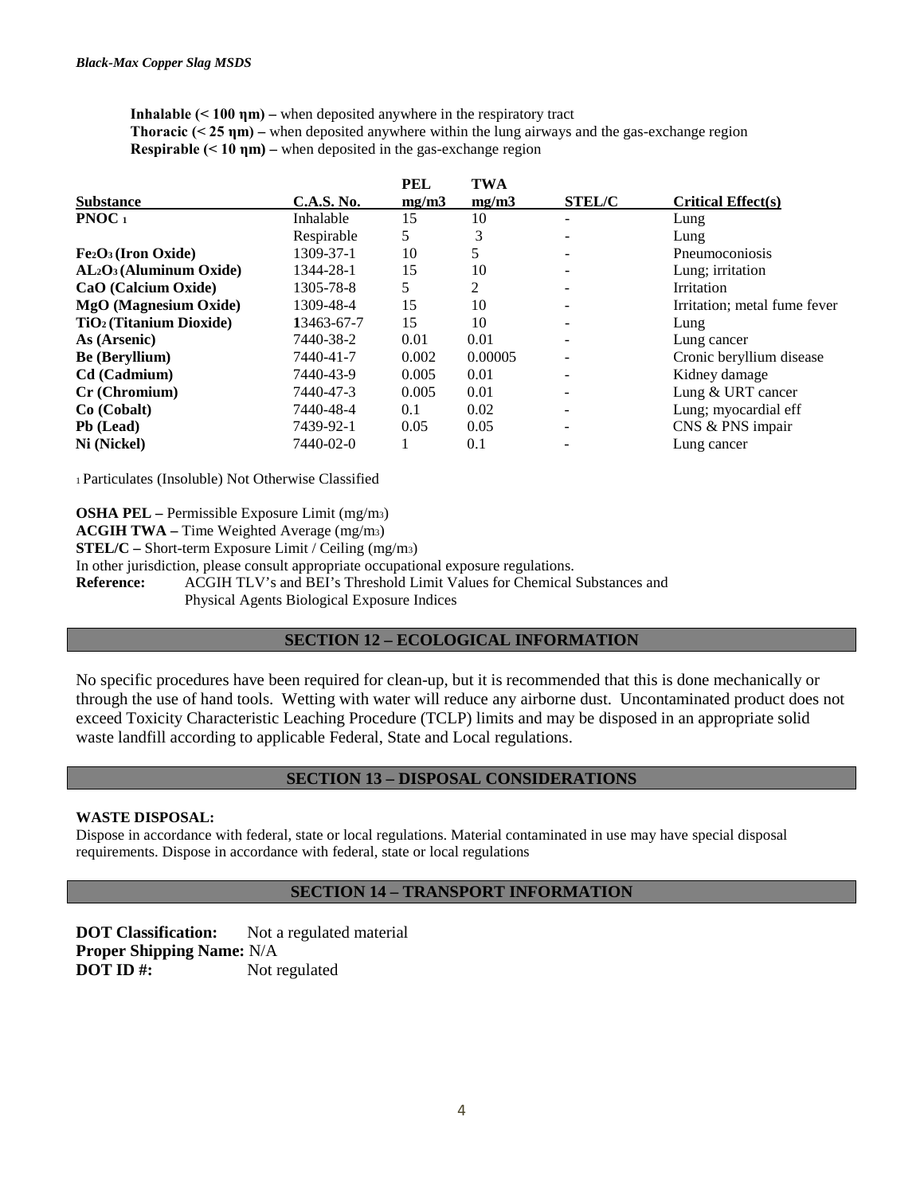**Inhalable (< 100 ηm) –** when deposited anywhere in the respiratory tract
**Thoracic (< 25 ηm) –** when deposited anywhere within the lung airways and the gas-exchange region
**Respirable (< 10 ηm) –** when deposited in the gas-exchange region

| Substance | C.A.S. No. | PEL mg/m3 | TWA mg/m3 | STEL/C | Critical Effect(s) |
|---|---|---|---|---|---|
| **PNOC** [1] | Inhalable | 15 | 10 | - | Lung |
| | Respirable | 5 | 3 | - | Lung |
| **$Fe_2O_3$ (Iron Oxide)** | 1309-37-1 | 10 | 5 | - | Pneumoconiosis |
| **$AL_2O_3$ (Aluminum Oxide)** | 1344-28-1 | 15 | 10 | - | Lung; irritation |
| **CaO (Calcium Oxide)** | 1305-78-8 | 5 | 2 | - | Irritation |
| **MgO (Magnesium Oxide)** | 1309-48-4 | 15 | 10 | - | Irritation; metal fume fever |
| **$TiO_2$ (Titanium Dioxide)** | 13463-67-7 | 15 | 10 | - | Lung |
| **As (Arsenic)** | 7440-38-2 | 0.01 | 0.01 | - | Lung cancer |
| **Be (Beryllium)** | 7440-41-7 | 0.002 | 0.00005 | - | Cronic beryllium disease |
| **Cd (Cadmium)** | 7440-43-9 | 0.005 | 0.01 | - | Kidney damage |
| **Cr (Chromium)** | 7440-47-3 | 0.005 | 0.01 | - | Lung & URT cancer |
| **Co (Cobalt)** | 7440-48-4 | 0.1 | 0.02 | - | Lung; myocardial eff |
| **Pb (Lead)** | 7439-92-1 | 0.05 | 0.05 | - | CNS & PNS impair |
| **Ni (Nickel)** | 7440-02-0 | 1 | 0.1 | - | Lung cancer |

[1] Particulates (Insoluble) Not Otherwise Classified

**OSHA PEL –** Permissible Exposure Limit ($mg/m^3$)
**ACGIH TWA –** Time Weighted Average ($mg/m^3$)
**STEL/C –** Short-term Exposure Limit / Ceiling ($mg/m^3$)
In other jurisdiction, please consult appropriate occupational exposure regulations.
**Reference:** ACGIH TLV's and BEI's Threshold Limit Values for Chemical Substances and Physical Agents Biological Exposure Indices

## SECTION 12 – ECOLOGICAL INFORMATION

No specific procedures have been required for clean-up, but it is recommended that this is done mechanically or through the use of hand tools. Wetting with water will reduce any airborne dust. Uncontaminated product does not exceed Toxicity Characteristic Leaching Procedure (TCLP) limits and may be disposed in an appropriate solid waste landfill according to applicable Federal, State and Local regulations.

## SECTION 13 – DISPOSAL CONSIDERATIONS

**WASTE DISPOSAL:**
Dispose in accordance with federal, state or local regulations. Material contaminated in use may have special disposal requirements. Dispose in accordance with federal, state or local regulations

## SECTION 14 – TRANSPORT INFORMATION

**DOT Classification:** Not a regulated material
**Proper Shipping Name:** N/A
**DOT ID #:** Not regulated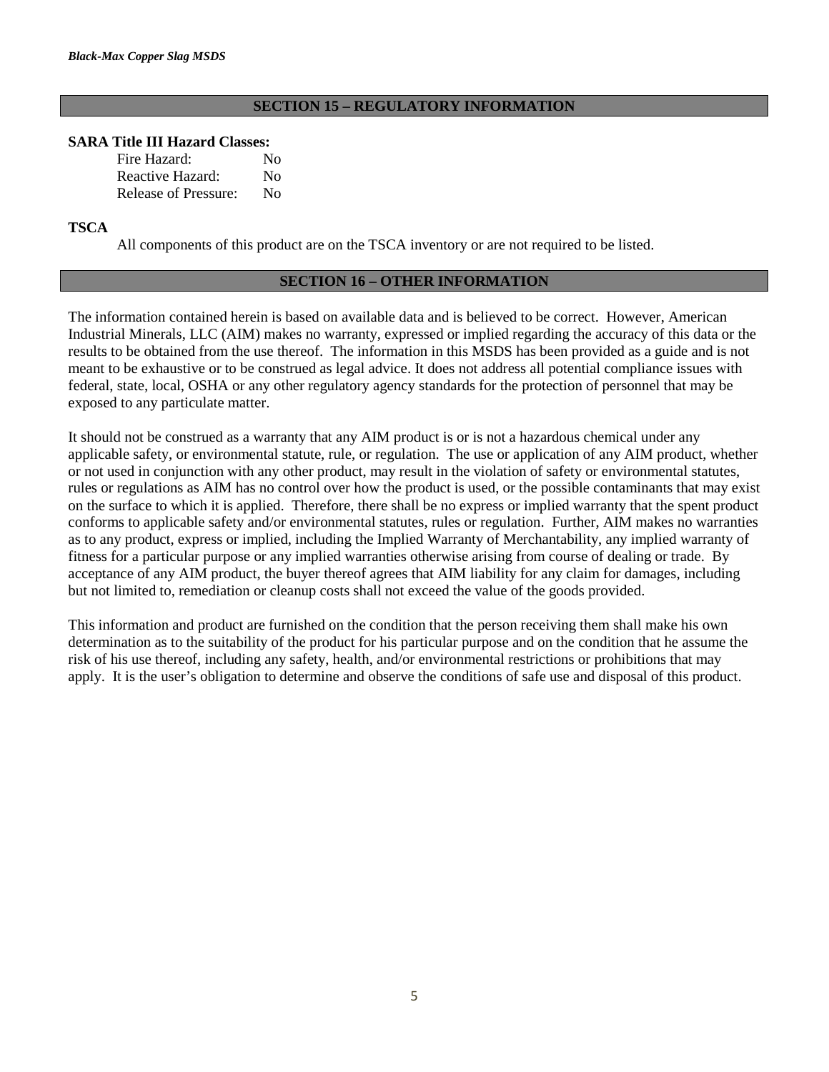## SECTION 15 – REGULATORY INFORMATION

**SARA Title III Hazard Classes:**

| | |
|---|---|
| Fire Hazard: | No |
| Reactive Hazard: | No |
| Release of Pressure: | No |

**TSCA**

All components of this product are on the TSCA inventory or are not required to be listed.

## SECTION 16 – OTHER INFORMATION

The information contained herein is based on available data and is believed to be correct. However, American Industrial Minerals, LLC (AIM) makes no warranty, expressed or implied regarding the accuracy of this data or the results to be obtained from the use thereof. The information in this MSDS has been provided as a guide and is not meant to be exhaustive or to be construed as legal advice. It does not address all potential compliance issues with federal, state, local, OSHA or any other regulatory agency standards for the protection of personnel that may be exposed to any particulate matter.

It should not be construed as a warranty that any AIM product is or is not a hazardous chemical under any applicable safety, or environmental statute, rule, or regulation. The use or application of any AIM product, whether or not used in conjunction with any other product, may result in the violation of safety or environmental statutes, rules or regulations as AIM has no control over how the product is used, or the possible contaminants that may exist on the surface to which it is applied. Therefore, there shall be no express or implied warranty that the spent product conforms to applicable safety and/or environmental statutes, rules or regulation. Further, AIM makes no warranties as to any product, express or implied, including the Implied Warranty of Merchantability, any implied warranty of fitness for a particular purpose or any implied warranties otherwise arising from course of dealing or trade. By acceptance of any AIM product, the buyer thereof agrees that AIM liability for any claim for damages, including but not limited to, remediation or cleanup costs shall not exceed the value of the goods provided.

This information and product are furnished on the condition that the person receiving them shall make his own determination as to the suitability of the product for his particular purpose and on the condition that he assume the risk of his use thereof, including any safety, health, and/or environmental restrictions or prohibitions that may apply. It is the user's obligation to determine and observe the conditions of safe use and disposal of this product.